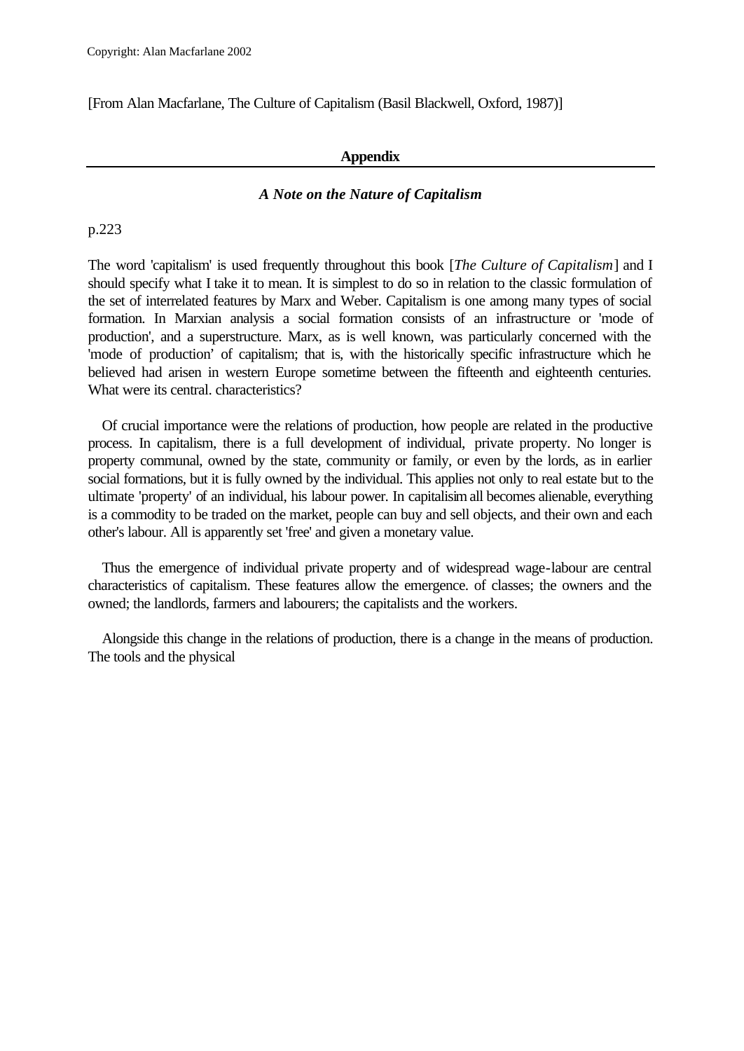Copyright: Alan Macfarlane 2002

[From Alan Macfarlane, The Culture of Capitalism (Basil Blackwell, Oxford, 1987)]

## Appendix

### *A Note on the Nature of Capitalism*

p.223

The word 'capitalism' is used frequently throughout this book [*The Culture of Capitalism*] and I should specify what I take it to mean. It is simplest to do so in relation to the classic formulation of the set of interrelated features by Marx and Weber. Capitalism is one among many types of social formation. In Marxian analysis a social formation consists of an infrastructure or 'mode of production', and a superstructure. Marx, as is well known, was particularly concerned with the 'mode of production' of capitalism; that is, with the historically specific infrastructure which he believed had arisen in western Europe sometime between the fifteenth and eighteenth centuries. What were its central. characteristics?

Of crucial importance were the relations of production, how people are related in the productive process. In capitalism, there is a full development of individual, private property. No longer is property communal, owned by the state, community or family, or even by the lords, as in earlier social formations, but it is fully owned by the individual. This applies not only to real estate but to the ultimate 'property' of an individual, his labour power. In capitalisim all becomes alienable, everything is a commodity to be traded on the market, people can buy and sell objects, and their own and each other's labour. All is apparently set 'free' and given a monetary value.

Thus the emergence of individual private property and of widespread wage-labour are central characteristics of capitalism. These features allow the emergence. of classes; the owners and the owned; the landlords, farmers and labourers; the capitalists and the workers.

Alongside this change in the relations of production, there is a change in the means of production. The tools and the physical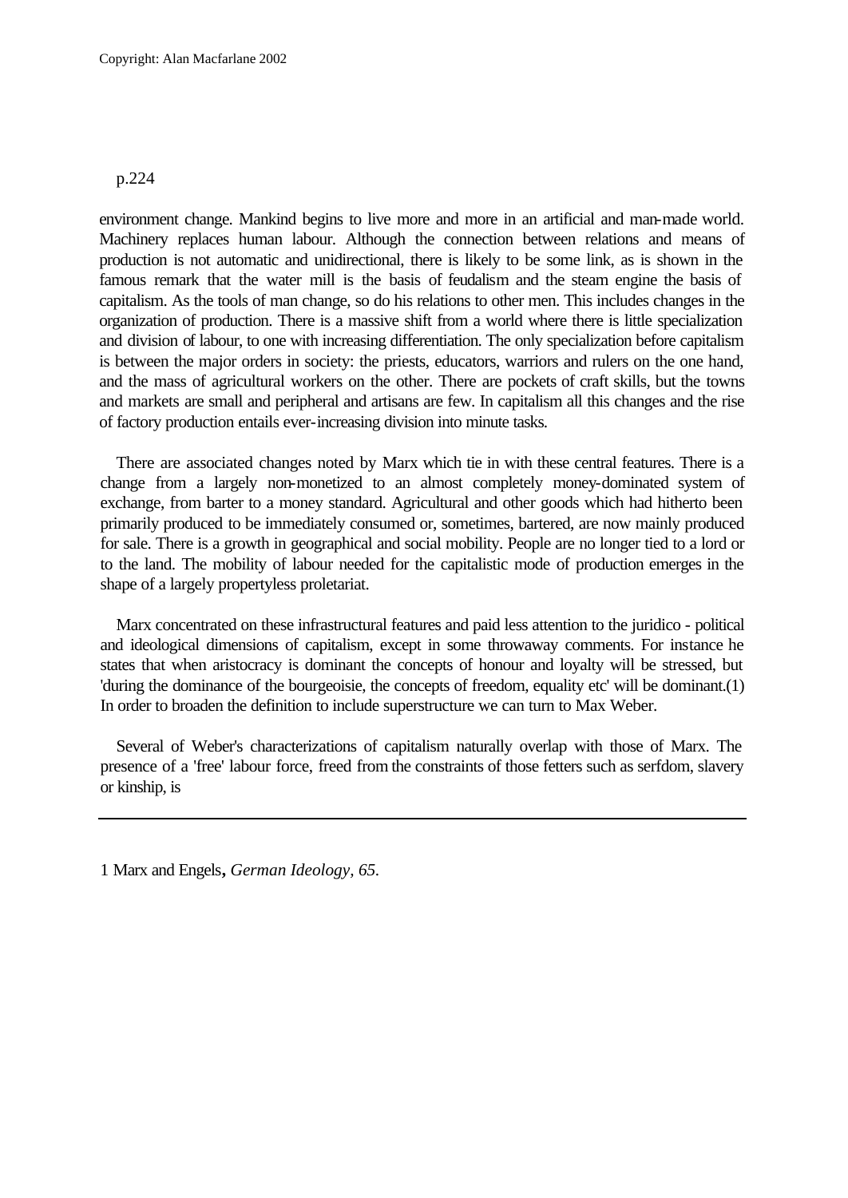environment change. Mankind begins to live more and more in an artificial and man-made world. Machinery replaces human labour. Although the connection between relations and means of production is not automatic and unidirectional, there is likely to be some link, as is shown in the famous remark that the water mill is the basis of feudalism and the steam engine the basis of capitalism. As the tools of man change, so do his relations to other men. This includes changes in the organization of production. There is a massive shift from a world where there is little specialization and division of labour, to one with increasing differentiation. The only specialization before capitalism is between the major orders in society: the priests, educators, warriors and rulers on the one hand, and the mass of agricultural workers on the other. There are pockets of craft skills, but the towns and markets are small and peripheral and artisans are few. In capitalism all this changes and the rise of factory production entails ever-increasing division into minute tasks.

There are associated changes noted by Marx which tie in with these central features. There is a change from a largely non-monetized to an almost completely money-dominated system of exchange, from barter to a money standard. Agricultural and other goods which had hitherto been primarily produced to be immediately consumed or, sometimes, bartered, are now mainly produced for sale. There is a growth in geographical and social mobility. People are no longer tied to a lord or to the land. The mobility of labour needed for the capitalistic mode of production emerges in the shape of a largely propertyless proletariat.

Marx concentrated on these infrastructural features and paid less attention to the juridico - political and ideological dimensions of capitalism, except in some throwaway comments. For instance he states that when aristocracy is dominant the concepts of honour and loyalty will be stressed, but 'during the dominance of the bourgeoisie, the concepts of freedom, equality etc' will be dominant.(1) In order to broaden the definition to include superstructure we can turn to Max Weber.

Several of Weber's characterizations of capitalism naturally overlap with those of Marx. The presence of a 'free' labour force, freed from the constraints of those fetters such as serfdom, slavery or kinship, is

---

1 Marx and Engels, *German Ideology, 65.*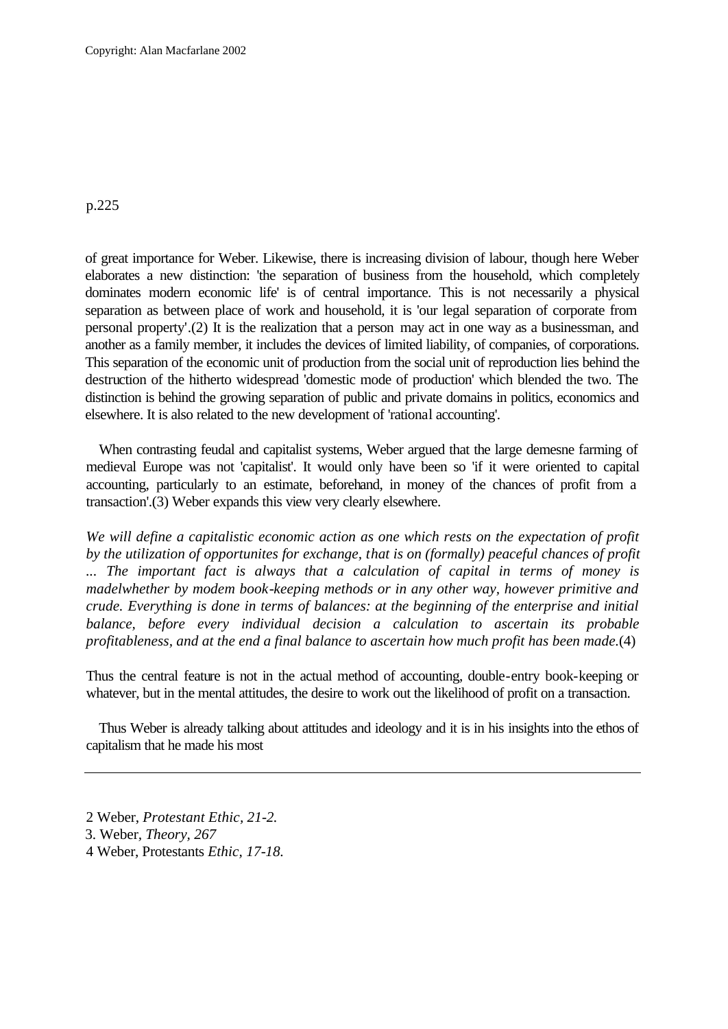of great importance for Weber. Likewise, there is increasing division of labour, though here Weber elaborates a new distinction: 'the separation of business from the household, which completely dominates modern economic life' is of central importance. This is not necessarily a physical separation as between place of work and household, it is 'our legal separation of corporate from personal property'.(2) It is the realization that a person may act in one way as a businessman, and another as a family member, it includes the devices of limited liability, of companies, of corporations. This separation of the economic unit of production from the social unit of reproduction lies behind the destruction of the hitherto widespread 'domestic mode of production' which blended the two. The distinction is behind the growing separation of public and private domains in politics, economics and elsewhere. It is also related to the new development of 'rational accounting'.

When contrasting feudal and capitalist systems, Weber argued that the large demesne farming of medieval Europe was not 'capitalist'. It would only have been so 'if it were oriented to capital accounting, particularly to an estimate, beforehand, in money of the chances of profit from a transaction'.(3) Weber expands this view very clearly elsewhere.

*We will define a capitalistic economic action as one which rests on the expectation of profit by the utilization of opportunites for exchange, that is on (formally) peaceful chances of profit ... The important fact is always that a calculation of capital in terms of money is madelwhether by modem book-keeping methods or in any other way, however primitive and crude. Everything is done in terms of balances: at the beginning of the enterprise and initial balance, before every individual decision a calculation to ascertain its probable profitableness, and at the end a final balance to ascertain how much profit has been made.*(4)

Thus the central feature is not in the actual method of accounting, double-entry book-keeping or whatever, but in the mental attitudes, the desire to work out the likelihood of profit on a transaction.

Thus Weber is already talking about attitudes and ideology and it is in his insights into the ethos of capitalism that he made his most

---

2 Weber, *Protestant Ethic, 21-2.*
3. Weber, *Theory, 267*
4 Weber, Protestants *Ethic, 17-18.*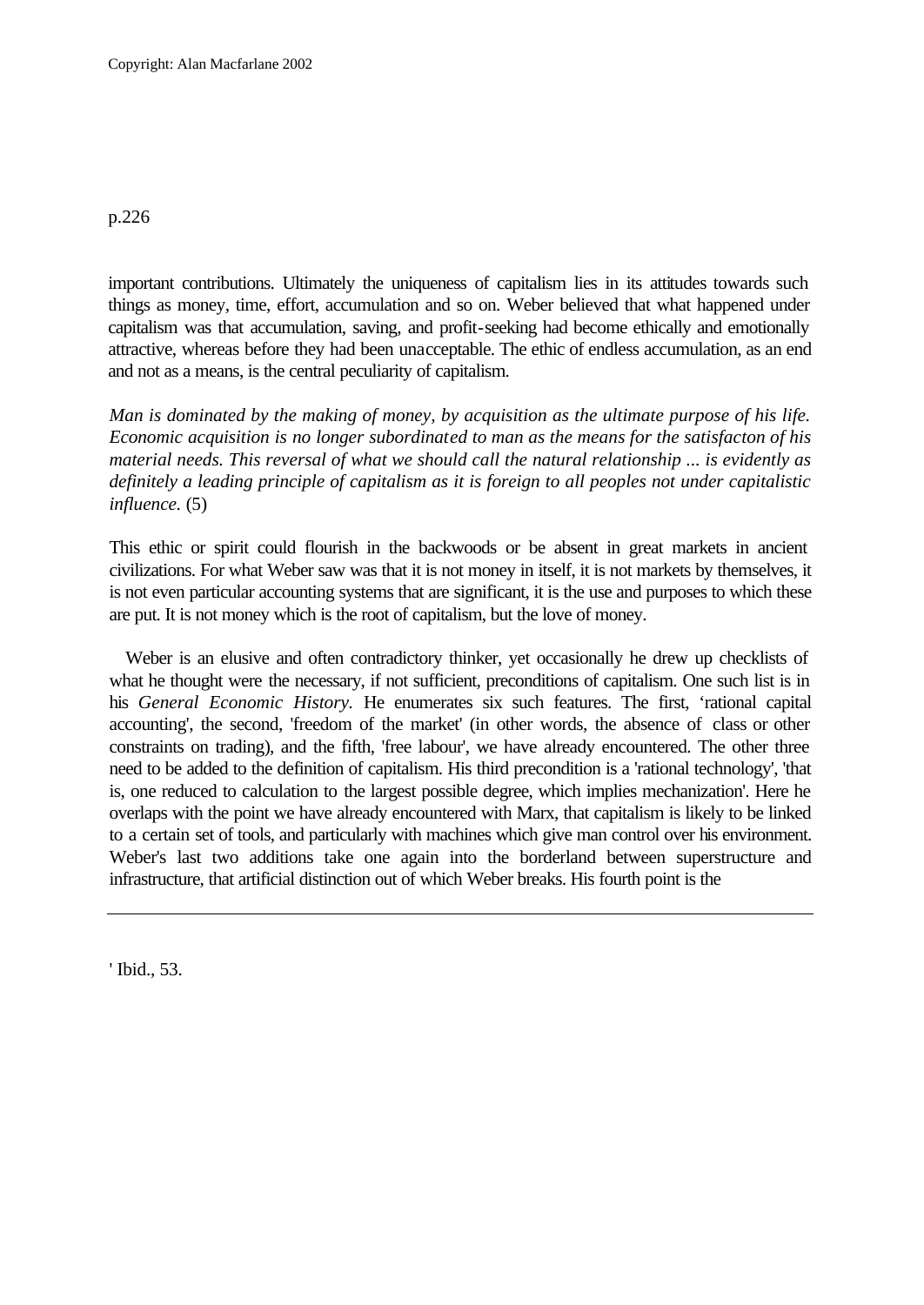important contributions. Ultimately the uniqueness of capitalism lies in its attitudes towards such things as money, time, effort, accumulation and so on. Weber believed that what happened under capitalism was that accumulation, saving, and profit-seeking had become ethically and emotionally attractive, whereas before they had been unacceptable. The ethic of endless accumulation, as an end and not as a means, is the central peculiarity of capitalism.

*Man is dominated by the making of money, by acquisition as the ultimate purpose of his life. Economic acquisition is no longer subordinated to man as the means for the satisfacton of his material needs. This reversal of what we should call the natural relationship ... is evidently as definitely a leading principle of capitalism as it is foreign to all peoples not under capitalistic influence.* (5)

This ethic or spirit could flourish in the backwoods or be absent in great markets in ancient civilizations. For what Weber saw was that it is not money in itself, it is not markets by themselves, it is not even particular accounting systems that are significant, it is the use and purposes to which these are put. It is not money which is the root of capitalism, but the love of money.

Weber is an elusive and often contradictory thinker, yet occasionally he drew up checklists of what he thought were the necessary, if not sufficient, preconditions of capitalism. One such list is in his *General Economic History*. He enumerates six such features. The first, 'rational capital accounting', the second, 'freedom of the market' (in other words, the absence of class or other constraints on trading), and the fifth, 'free labour', we have already encountered. The other three need to be added to the definition of capitalism. His third precondition is a 'rational technology', 'that is, one reduced to calculation to the largest possible degree, which implies mechanization'. Here he overlaps with the point we have already encountered with Marx, that capitalism is likely to be linked to a certain set of tools, and particularly with machines which give man control over his environment. Weber's last two additions take one again into the borderland between superstructure and infrastructure, that artificial distinction out of which Weber breaks. His fourth point is the

---

' Ibid., 53.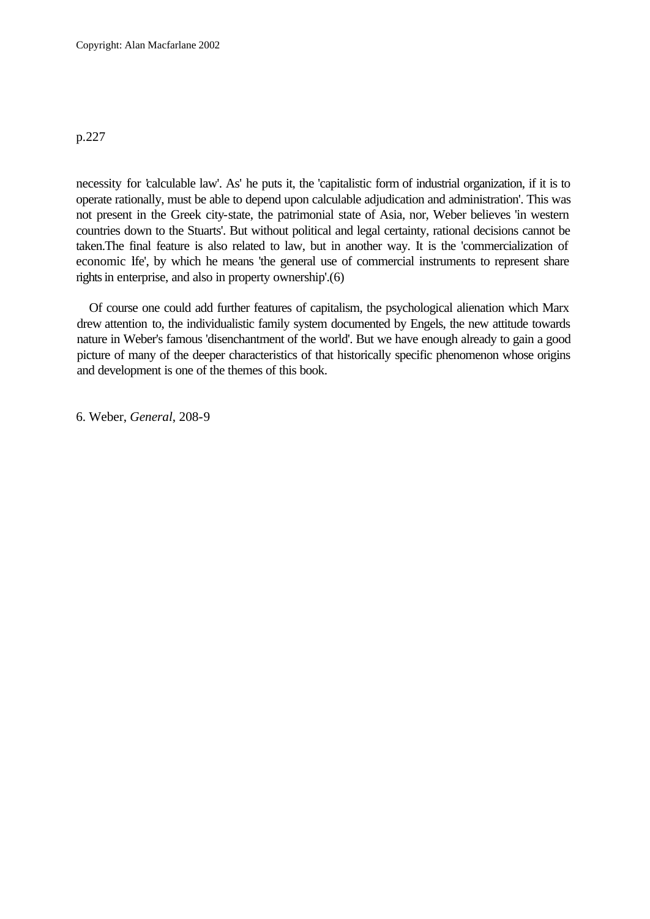necessity for 'calculable law'. As' he puts it, the 'capitalistic form of industrial organization, if it is to operate rationally, must be able to depend upon calculable adjudication and administration'. This was not present in the Greek city-state, the patrimonial state of Asia, nor, Weber believes 'in western countries down to the Stuarts'. But without political and legal certainty, rational decisions cannot be taken.The final feature is also related to law, but in another way. It is the 'commercialization of economic lfe', by which he means 'the general use of commercial instruments to represent share rights in enterprise, and also in property ownership'.(6)

Of course one could add further features of capitalism, the psychological alienation which Marx drew attention to, the individualistic family system documented by Engels, the new attitude towards nature in Weber's famous 'disenchantment of the world'. But we have enough already to gain a good picture of many of the deeper characteristics of that historically specific phenomenon whose origins and development is one of the themes of this book.

6. Weber, *General*, 208-9